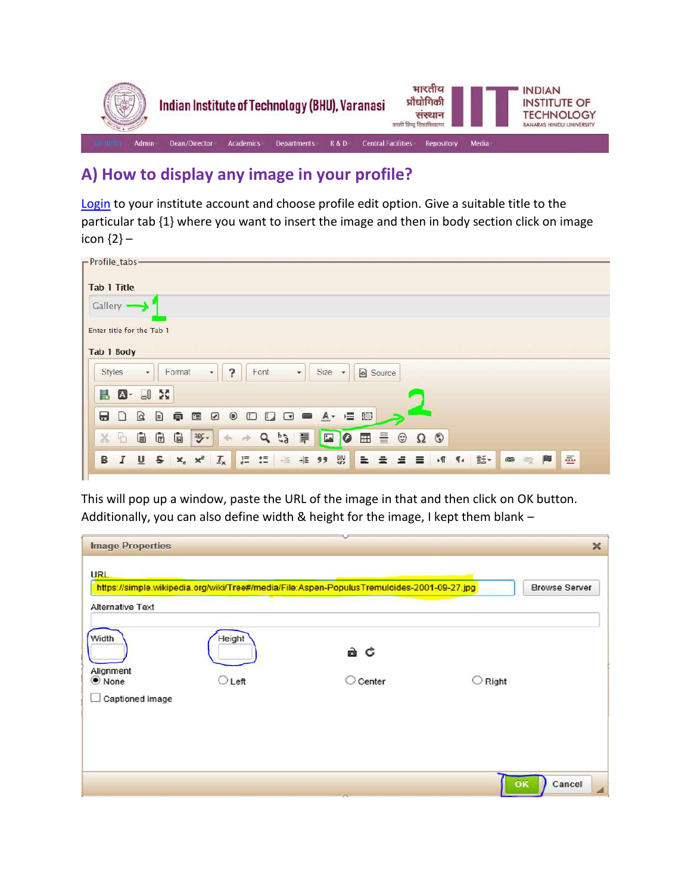## A) How to display any image in your profile?

Login to your institute account and choose profile edit option. Give a suitable title to the particular tab {1} where you want to insert the image and then in body section click on image icon {2} –

This will pop up a window, paste the URL of the image in that and then click on OK button. Additionally, you can also define width & height for the image, I kept them blank –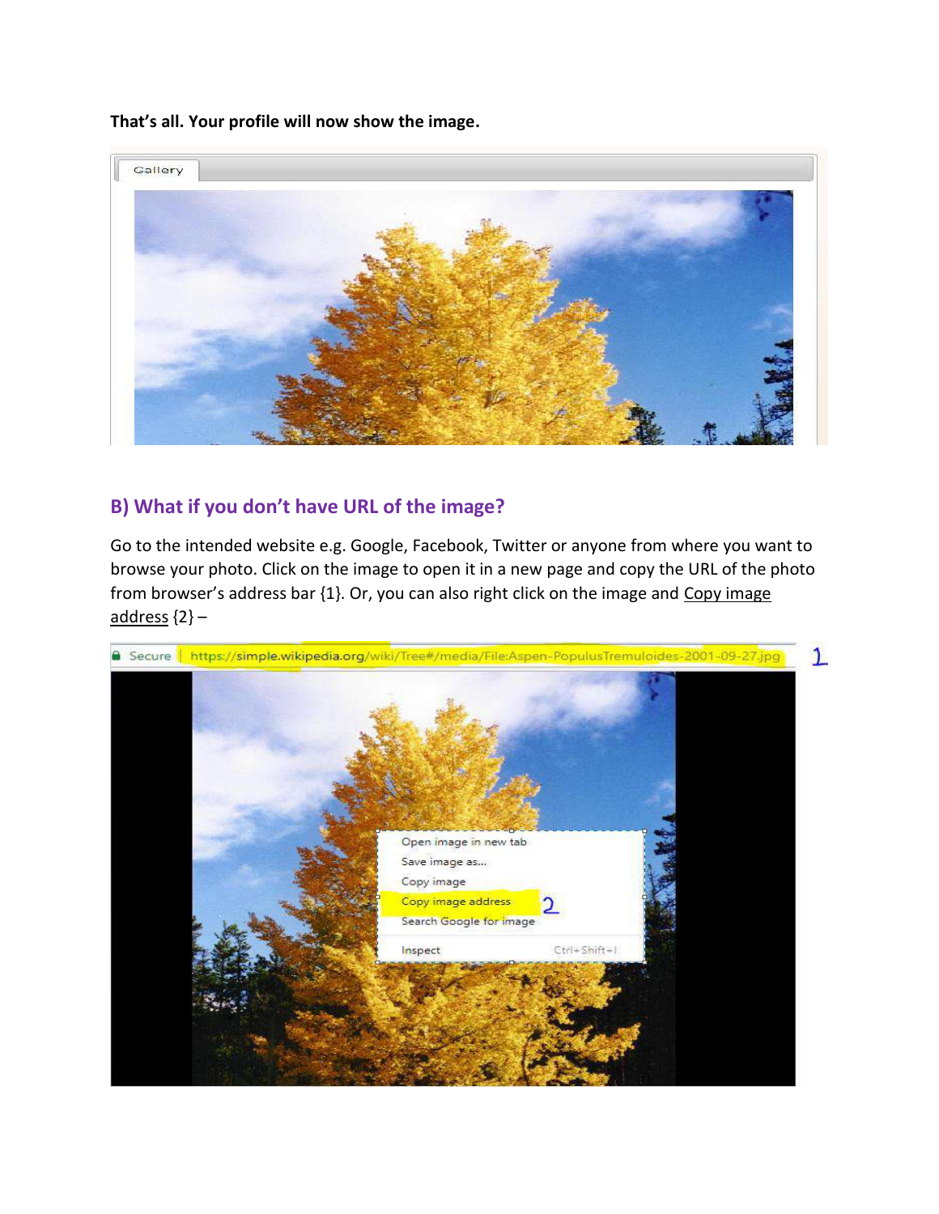**That's all. Your profile will now show the image.**

## B) What if you don't have URL of the image?

Go to the intended website e.g. Google, Facebook, Twitter or anyone from where you want to browse your photo. Click on the image to open it in a new page and copy the URL of the photo from browser's address bar {1}. Or, you can also right click on the image and Copy image address {2} –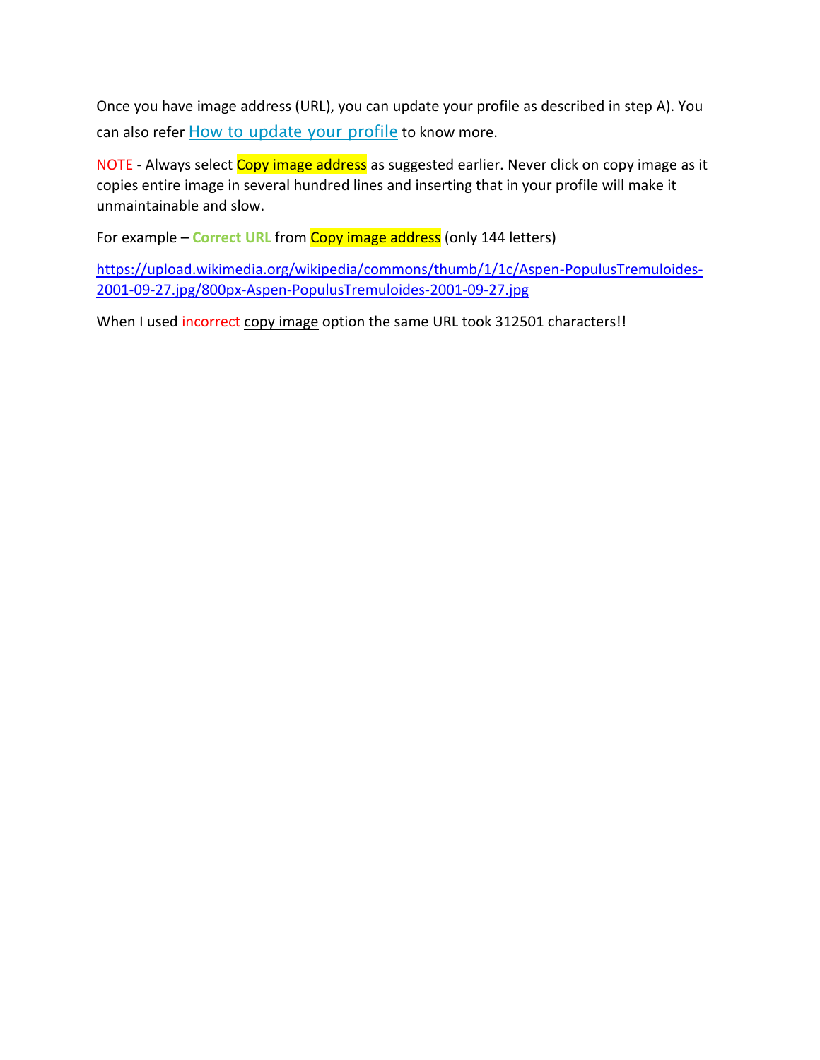Once you have image address (URL), you can update your profile as described in step A). You can also refer How to update your profile to know more.

NOTE - Always select Copy image address as suggested earlier. Never click on copy image as it copies entire image in several hundred lines and inserting that in your profile will make it unmaintainable and slow.

For example – **Correct URL** from Copy image address (only 144 letters)

https://upload.wikimedia.org/wikipedia/commons/thumb/1/1c/Aspen-PopulusTremuloides-2001-09-27.jpg/800px-Aspen-PopulusTremuloides-2001-09-27.jpg

When I used incorrect copy image option the same URL took 312501 characters!!